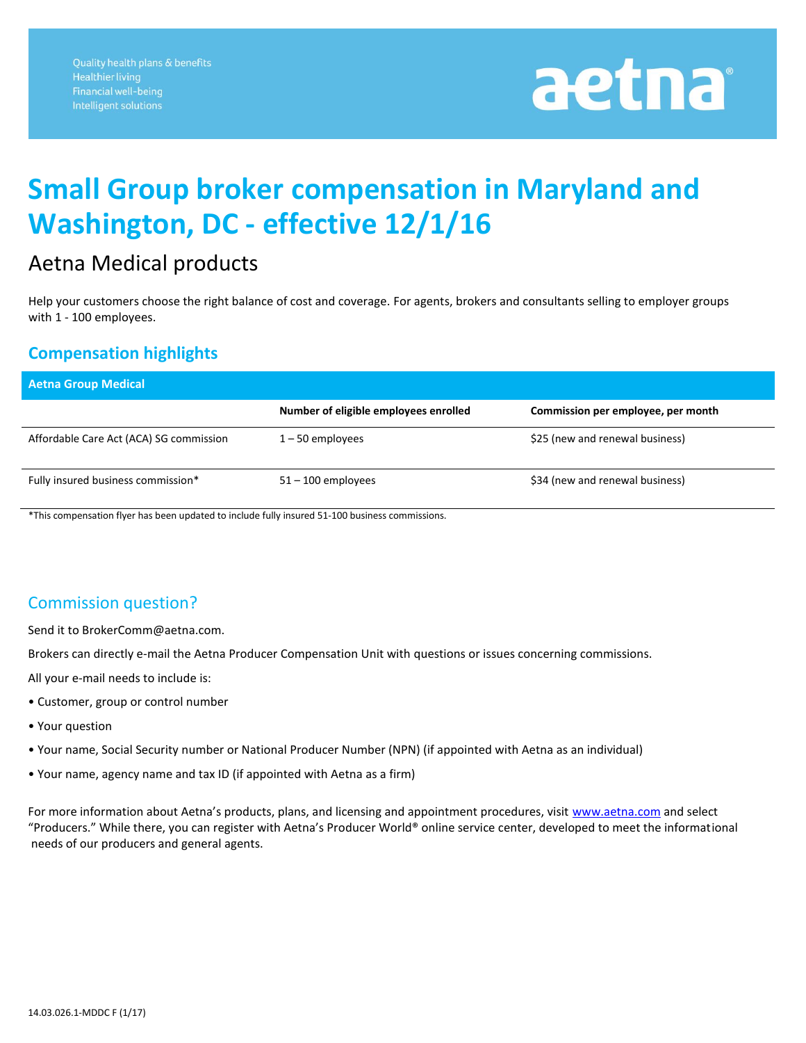Quality health plans & benefits
Healthier living
Financial well-being
Intelligent solutions

aetna®

# Small Group broker compensation in Maryland and Washington, DC - effective 12/1/16

## Aetna Medical products

Help your customers choose the right balance of cost and coverage. For agents, brokers and consultants selling to employer groups with 1 - 100 employees.

### Compensation highlights

| Aetna Group Medical | | |
|---|---|---|
| | **Number of eligible employees enrolled** | **Commission per employee, per month** |
| Affordable Care Act (ACA) SG commission | 1 – 50 employees | $25 (new and renewal business) |
| Fully insured business commission* | 51 – 100 employees | $34 (new and renewal business) |

*This compensation flyer has been updated to include fully insured 51-100 business commissions.

### Commission question?

Send it to BrokerComm@aetna.com.

Brokers can directly e-mail the Aetna Producer Compensation Unit with questions or issues concerning commissions.

All your e-mail needs to include is:

- Customer, group or control number
- Your question
- Your name, Social Security number or National Producer Number (NPN) (if appointed with Aetna as an individual)
- Your name, agency name and tax ID (if appointed with Aetna as a firm)

For more information about Aetna's products, plans, and licensing and appointment procedures, visit www.aetna.com and select "Producers." While there, you can register with Aetna's Producer World® online service center, developed to meet the informational needs of our producers and general agents.

14.03.026.1-MDDC F (1/17)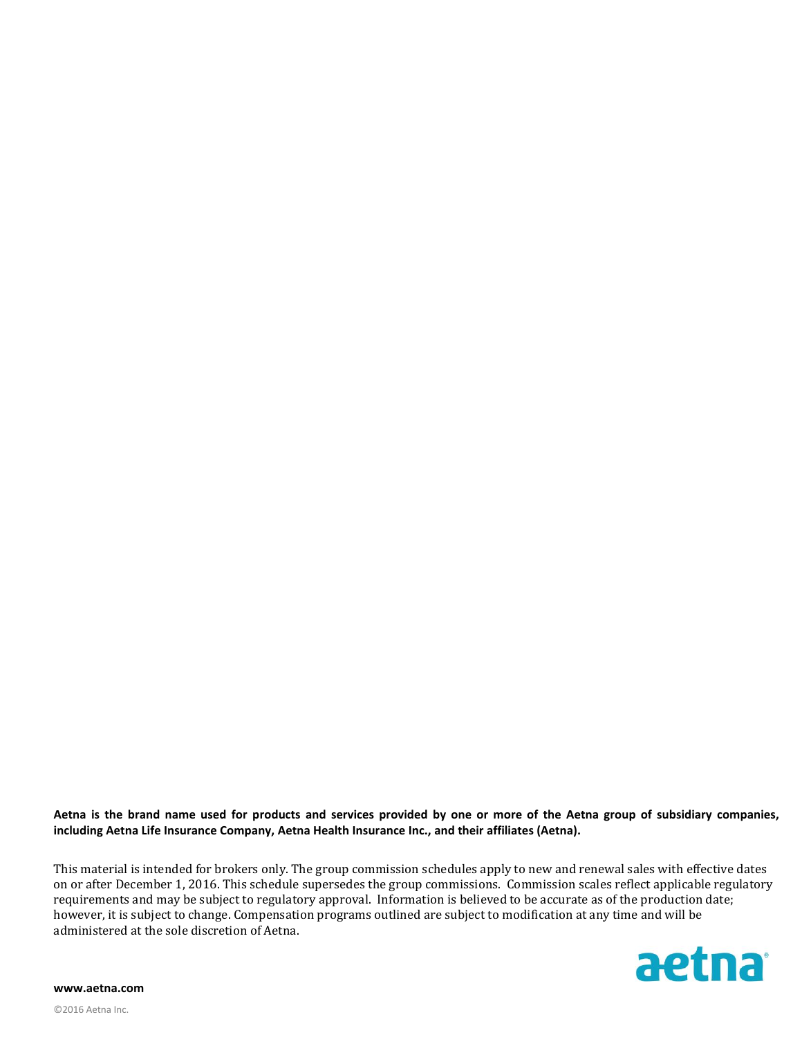**Aetna is the brand name used for products and services provided by one or more of the Aetna group of subsidiary companies, including Aetna Life Insurance Company, Aetna Health Insurance Inc., and their affiliates (Aetna).**

This material is intended for brokers only. The group commission schedules apply to new and renewal sales with effective dates on or after December 1, 2016. This schedule supersedes the group commissions. Commission scales reflect applicable regulatory requirements and may be subject to regulatory approval. Information is believed to be accurate as of the production date; however, it is subject to change. Compensation programs outlined are subject to modification at any time and will be administered at the sole discretion of Aetna.

aetna®

**www.aetna.com**

©2016 Aetna Inc.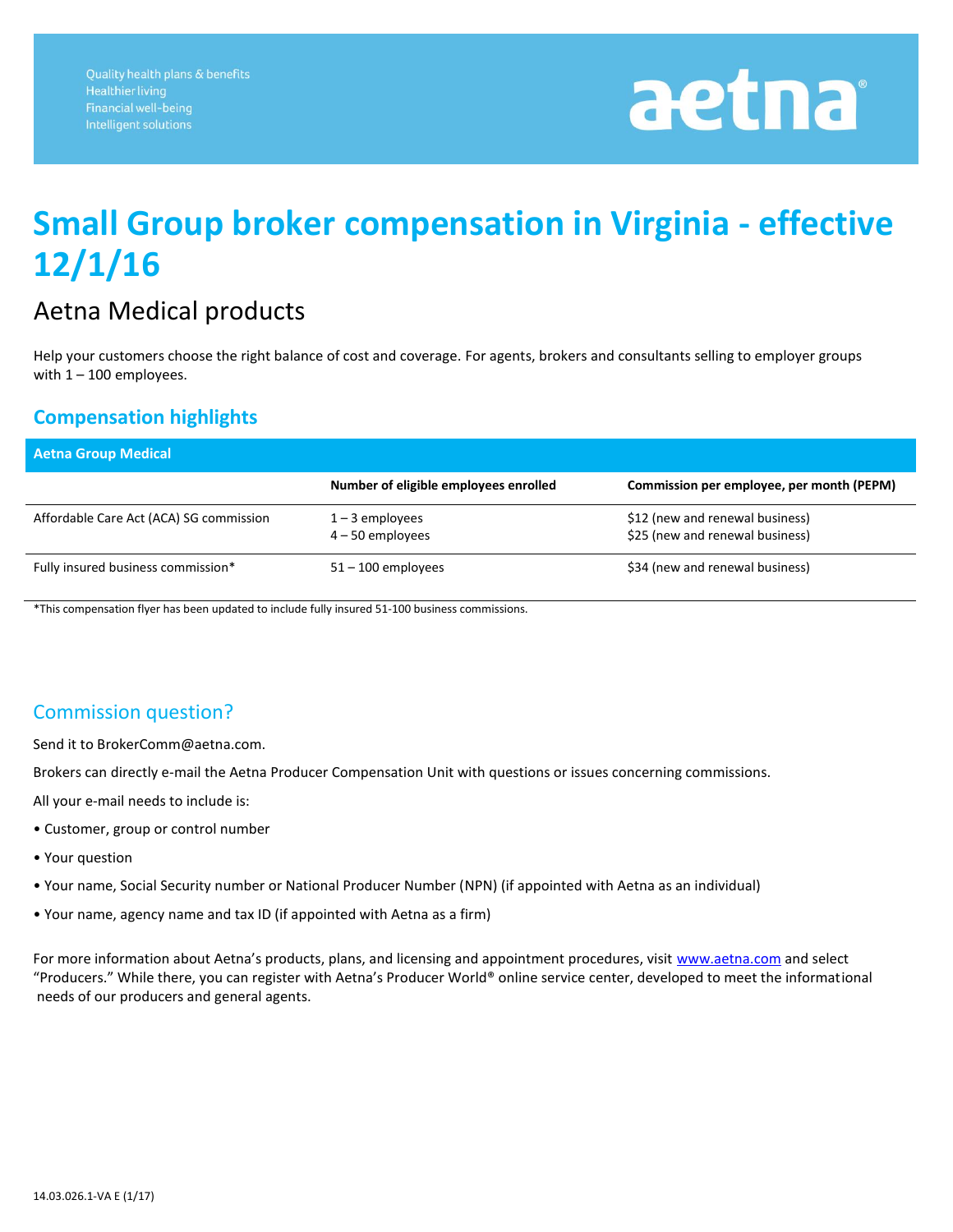Quality health plans & benefits
Healthier living
Financial well-being
Intelligent solutions

aetna®

# Small Group broker compensation in Virginia - effective 12/1/16

## Aetna Medical products

Help your customers choose the right balance of cost and coverage. For agents, brokers and consultants selling to employer groups with 1 – 100 employees.

### Compensation highlights

| Aetna Group Medical | | |
|---|---|---|
| | **Number of eligible employees enrolled** | **Commission per employee, per month (PEPM)** |
| Affordable Care Act (ACA) SG commission | 1 – 3 employees<br>4 – 50 employees | $12 (new and renewal business)<br>$25 (new and renewal business) |
| Fully insured business commission* | 51 – 100 employees | $34 (new and renewal business) |

*This compensation flyer has been updated to include fully insured 51-100 business commissions.

### Commission question?

Send it to BrokerComm@aetna.com.

Brokers can directly e-mail the Aetna Producer Compensation Unit with questions or issues concerning commissions.

All your e-mail needs to include is:

- Customer, group or control number
- Your question
- Your name, Social Security number or National Producer Number (NPN) (if appointed with Aetna as an individual)
- Your name, agency name and tax ID (if appointed with Aetna as a firm)

For more information about Aetna's products, plans, and licensing and appointment procedures, visit www.aetna.com and select "Producers." While there, you can register with Aetna's Producer World® online service center, developed to meet the informational needs of our producers and general agents.

14.03.026.1-VA E (1/17)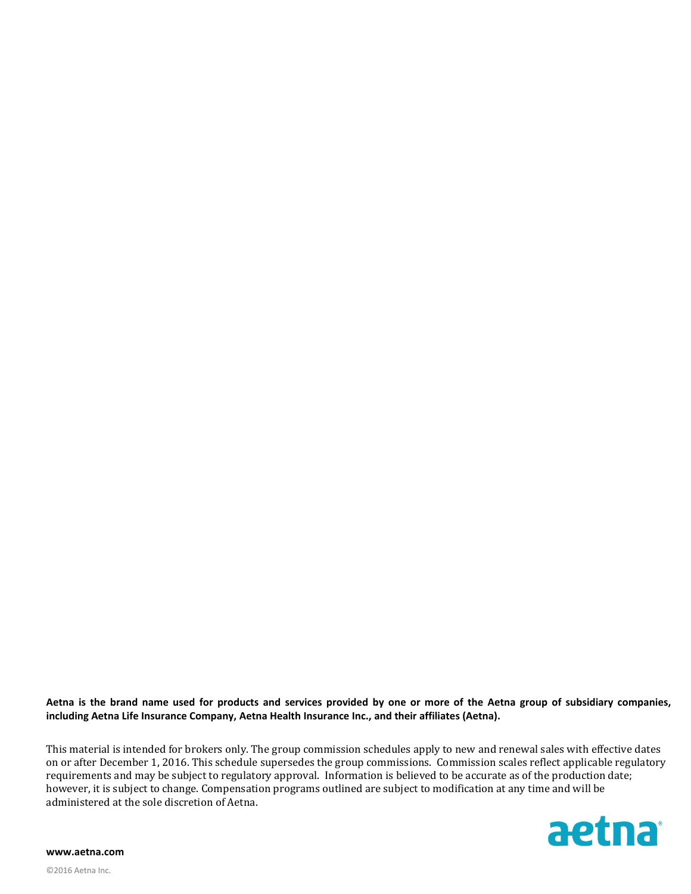**Aetna is the brand name used for products and services provided by one or more of the Aetna group of subsidiary companies, including Aetna Life Insurance Company, Aetna Health Insurance Inc., and their affiliates (Aetna).**

This material is intended for brokers only. The group commission schedules apply to new and renewal sales with effective dates on or after December 1, 2016. This schedule supersedes the group commissions. Commission scales reflect applicable regulatory requirements and may be subject to regulatory approval. Information is believed to be accurate as of the production date; however, it is subject to change. Compensation programs outlined are subject to modification at any time and will be administered at the sole discretion of Aetna.

aetna®

**www.aetna.com**

©2016 Aetna Inc.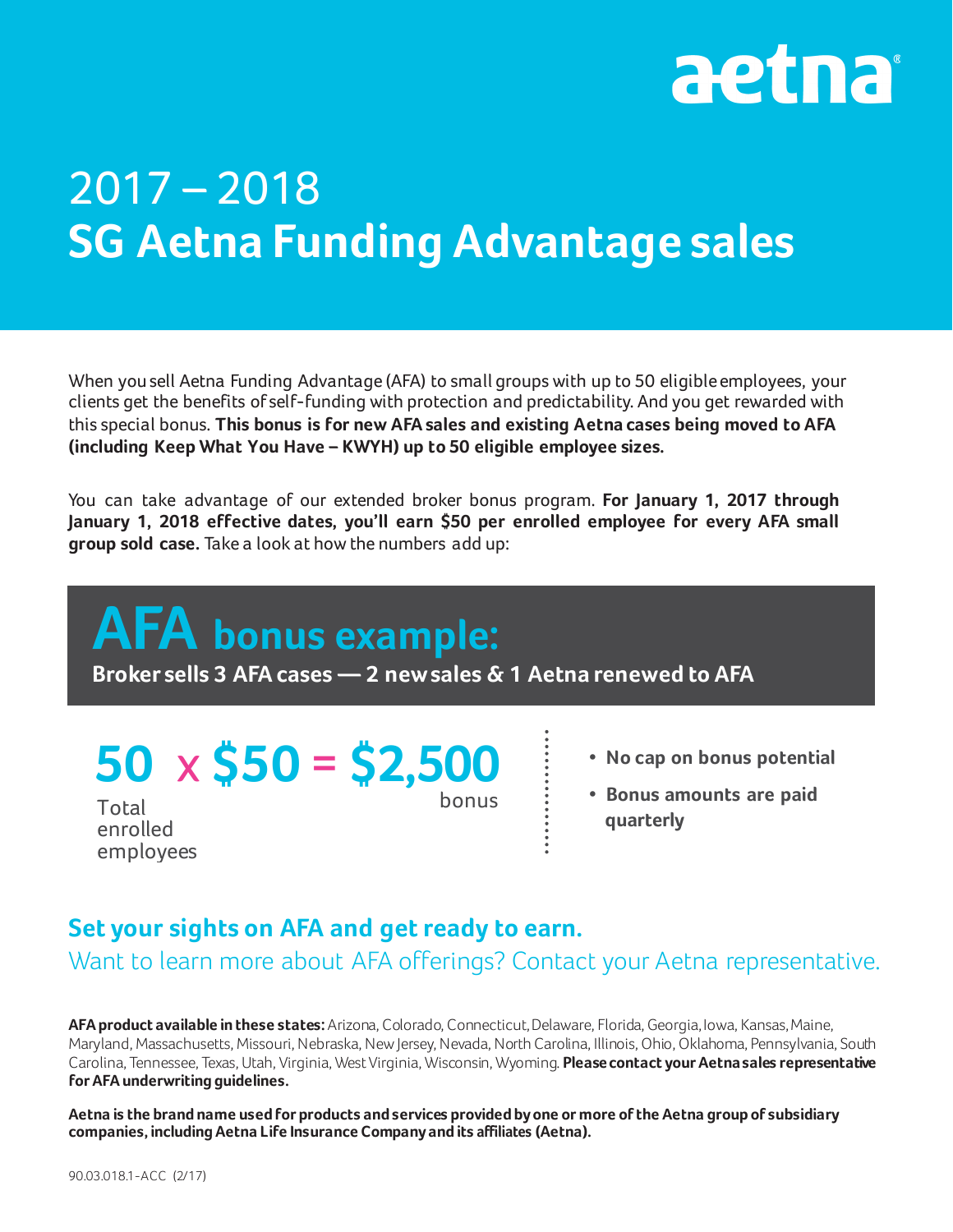aetna

# 2017 – 2018
# SG Aetna Funding Advantage sales

When you sell Aetna Funding Advantage (AFA) to small groups with up to 50 eligible employees, your clients get the benefits of self-funding with protection and predictability. And you get rewarded with this special bonus. **This bonus is for new AFA sales and existing Aetna cases being moved to AFA (including Keep What You Have – KWYH) up to 50 eligible employee sizes.**

You can take advantage of our extended broker bonus program. **For January 1, 2017 through January 1, 2018 effective dates, you'll earn $50 per enrolled employee for every AFA small group sold case.** Take a look at how the numbers add up:

## AFA bonus example:

**Broker sells 3 AFA cases — 2 new sales & 1 Aetna renewed to AFA**

**50 x $50 = $2,500**

Total enrolled employees — bonus

- **No cap on bonus potential**
- **Bonus amounts are paid quarterly**

### Set your sights on AFA and get ready to earn.

Want to learn more about AFA offerings? Contact your Aetna representative.

**AFA product available in these states:** Arizona, Colorado, Connecticut, Delaware, Florida, Georgia, Iowa, Kansas, Maine, Maryland, Massachusetts, Missouri, Nebraska, New Jersey, Nevada, North Carolina, Illinois, Ohio, Oklahoma, Pennsylvania, South Carolina, Tennessee, Texas, Utah, Virginia, West Virginia, Wisconsin, Wyoming. **Please contact your Aetna sales representative for AFA underwriting guidelines.**

**Aetna is the brand name used for products and services provided by one or more of the Aetna group of subsidiary companies, including Aetna Life Insurance Company and its affiliates (Aetna).**

90.03.018.1-ACC (2/17)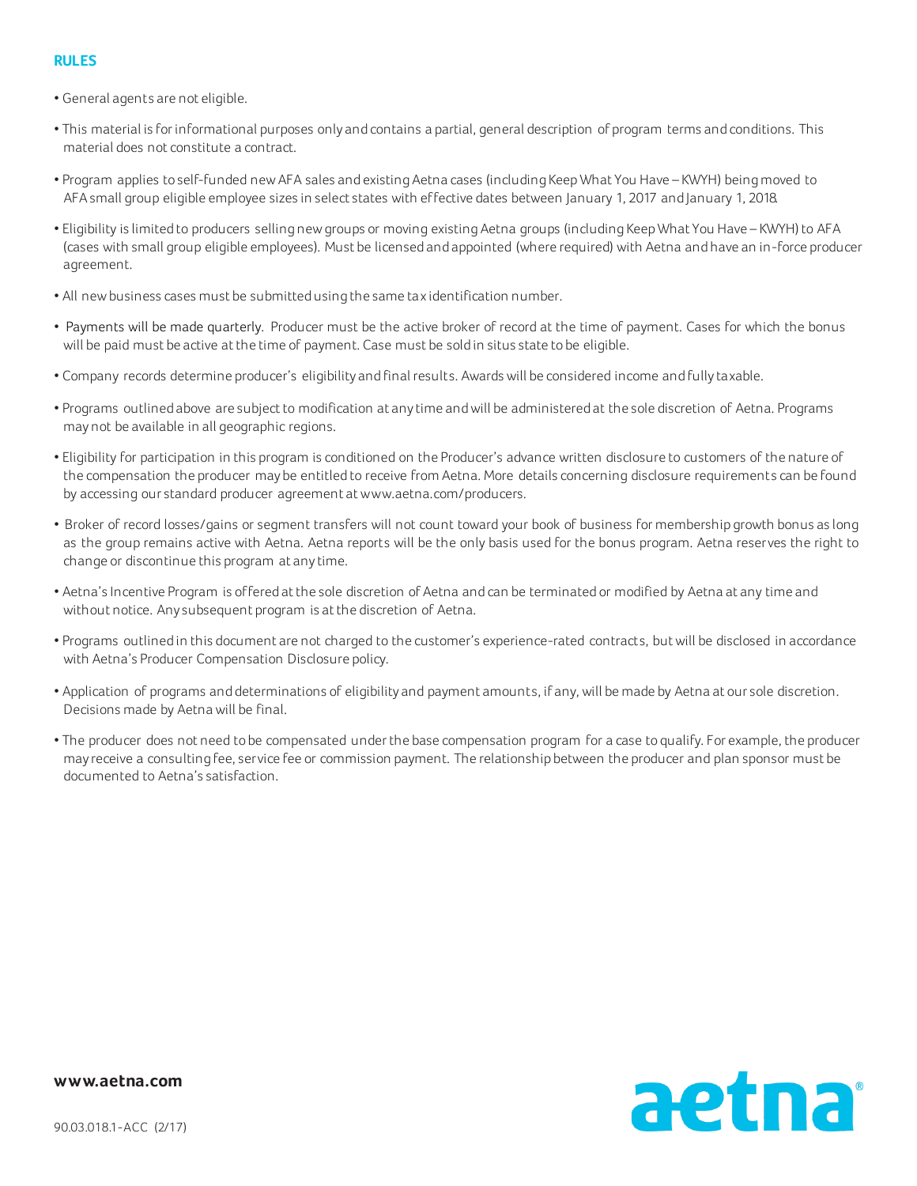## RULES

- General agents are not eligible.
- This material is for informational purposes only and contains a partial, general description of program terms and conditions. This material does not constitute a contract.
- Program applies to self-funded new AFA sales and existing Aetna cases (including Keep What You Have – KWYH) being moved to AFA small group eligible employee sizes in select states with effective dates between January 1, 2017 and January 1, 2018.
- Eligibility is limited to producers selling new groups or moving existing Aetna groups (including Keep What You Have – KWYH) to AFA (cases with small group eligible employees). Must be licensed and appointed (where required) with Aetna and have an in-force producer agreement.
- All new business cases must be submitted using the same tax identification number.
- Payments will be made quarterly. Producer must be the active broker of record at the time of payment. Cases for which the bonus will be paid must be active at the time of payment. Case must be sold in situs state to be eligible.
- Company records determine producer's eligibility and final results. Awards will be considered income and fully taxable.
- Programs outlined above are subject to modification at any time and will be administered at the sole discretion of Aetna. Programs may not be available in all geographic regions.
- Eligibility for participation in this program is conditioned on the Producer's advance written disclosure to customers of the nature of the compensation the producer may be entitled to receive from Aetna. More details concerning disclosure requirements can be found by accessing our standard producer agreement at www.aetna.com/producers.
- Broker of record losses/gains or segment transfers will not count toward your book of business for membership growth bonus as long as the group remains active with Aetna. Aetna reports will be the only basis used for the bonus program. Aetna reserves the right to change or discontinue this program at any time.
- Aetna's Incentive Program is offered at the sole discretion of Aetna and can be terminated or modified by Aetna at any time and without notice. Any subsequent program is at the discretion of Aetna.
- Programs outlined in this document are not charged to the customer's experience-rated contracts, but will be disclosed in accordance with Aetna's Producer Compensation Disclosure policy.
- Application of programs and determinations of eligibility and payment amounts, if any, will be made by Aetna at our sole discretion. Decisions made by Aetna will be final.
- The producer does not need to be compensated under the base compensation program for a case to qualify. For example, the producer may receive a consulting fee, service fee or commission payment. The relationship between the producer and plan sponsor must be documented to Aetna's satisfaction.

**www.aetna.com**

aetna®

90.03.018.1-ACC (2/17)